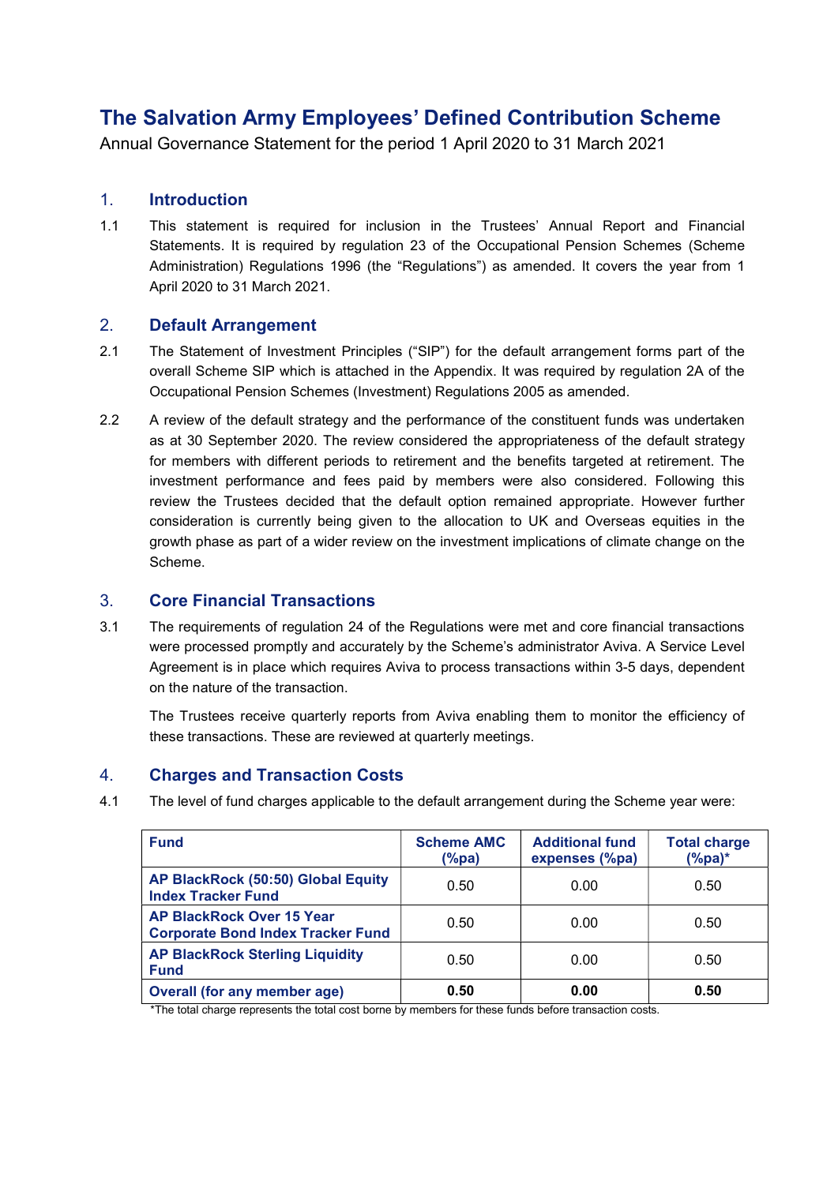# The Salvation Army Employees' Defined Contribution Scheme

Annual Governance Statement for the period 1 April 2020 to 31 March 2021

## 1. Introduction

1.1 This statement is required for inclusion in the Trustees' Annual Report and Financial Statements. It is required by regulation 23 of the Occupational Pension Schemes (Scheme Administration) Regulations 1996 (the "Regulations") as amended. It covers the year from 1 April 2020 to 31 March 2021.

## 2. Default Arrangement

2.1 The Statement of Investment Principles ("SIP") for the default arrangement forms part of the overall Scheme SIP which is attached in the Appendix. It was required by regulation 2A of the Occupational Pension Schemes (Investment) Regulations 2005 as amended.

2.2 A review of the default strategy and the performance of the constituent funds was undertaken as at 30 September 2020. The review considered the appropriateness of the default strategy for members with different periods to retirement and the benefits targeted at retirement. The investment performance and fees paid by members were also considered. Following this review the Trustees decided that the default option remained appropriate. However further consideration is currently being given to the allocation to UK and Overseas equities in the growth phase as part of a wider review on the investment implications of climate change on the Scheme.

## 3. Core Financial Transactions

3.1 The requirements of regulation 24 of the Regulations were met and core financial transactions were processed promptly and accurately by the Scheme's administrator Aviva. A Service Level Agreement is in place which requires Aviva to process transactions within 3-5 days, dependent on the nature of the transaction.

The Trustees receive quarterly reports from Aviva enabling them to monitor the efficiency of these transactions. These are reviewed at quarterly meetings.

## 4. Charges and Transaction Costs

4.1 The level of fund charges applicable to the default arrangement during the Scheme year were:

| Fund | Scheme AMC (%pa) | Additional fund expenses (%pa) | Total charge (%pa)* |
|---|---|---|---|
| AP BlackRock (50:50) Global Equity Index Tracker Fund | 0.50 | 0.00 | 0.50 |
| AP BlackRock Over 15 Year Corporate Bond Index Tracker Fund | 0.50 | 0.00 | 0.50 |
| AP BlackRock Sterling Liquidity Fund | 0.50 | 0.00 | 0.50 |
| **Overall (for any member age)** | **0.50** | **0.00** | **0.50** |

*The total charge represents the total cost borne by members for these funds before transaction costs.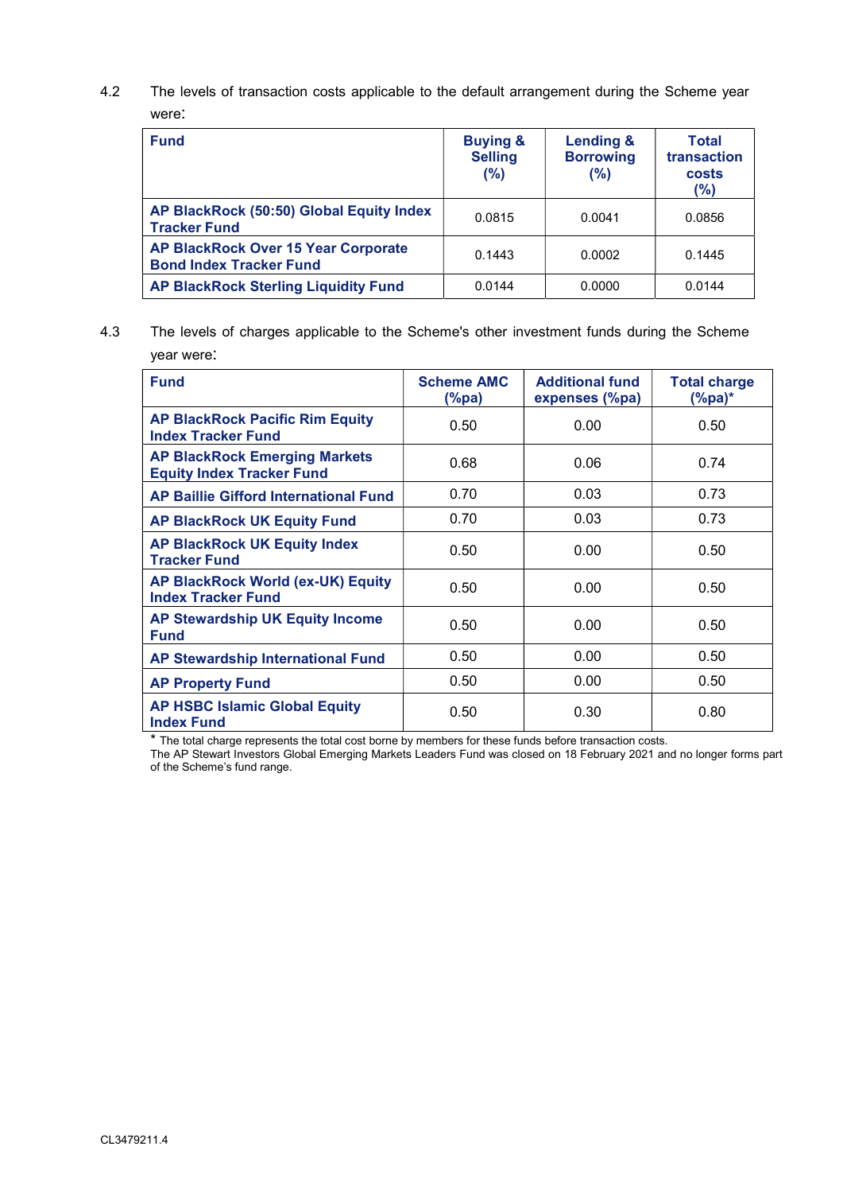4.2 The levels of transaction costs applicable to the default arrangement during the Scheme year were:

| Fund | Buying & Selling (%) | Lending & Borrowing (%) | Total transaction costs (%) |
|---|---|---|---|
| AP BlackRock (50:50) Global Equity Index Tracker Fund | 0.0815 | 0.0041 | 0.0856 |
| AP BlackRock Over 15 Year Corporate Bond Index Tracker Fund | 0.1443 | 0.0002 | 0.1445 |
| AP BlackRock Sterling Liquidity Fund | 0.0144 | 0.0000 | 0.0144 |

4.3 The levels of charges applicable to the Scheme's other investment funds during the Scheme year were:

| Fund | Scheme AMC (%pa) | Additional fund expenses (%pa) | Total charge (%pa)* |
|---|---|---|---|
| AP BlackRock Pacific Rim Equity Index Tracker Fund | 0.50 | 0.00 | 0.50 |
| AP BlackRock Emerging Markets Equity Index Tracker Fund | 0.68 | 0.06 | 0.74 |
| AP Baillie Gifford International Fund | 0.70 | 0.03 | 0.73 |
| AP BlackRock UK Equity Fund | 0.70 | 0.03 | 0.73 |
| AP BlackRock UK Equity Index Tracker Fund | 0.50 | 0.00 | 0.50 |
| AP BlackRock World (ex-UK) Equity Index Tracker Fund | 0.50 | 0.00 | 0.50 |
| AP Stewardship UK Equity Income Fund | 0.50 | 0.00 | 0.50 |
| AP Stewardship International Fund | 0.50 | 0.00 | 0.50 |
| AP Property Fund | 0.50 | 0.00 | 0.50 |
| AP HSBC Islamic Global Equity Index Fund | 0.50 | 0.30 | 0.80 |

* The total charge represents the total cost borne by members for these funds before transaction costs.
The AP Stewart Investors Global Emerging Markets Leaders Fund was closed on 18 February 2021 and no longer forms part of the Scheme's fund range.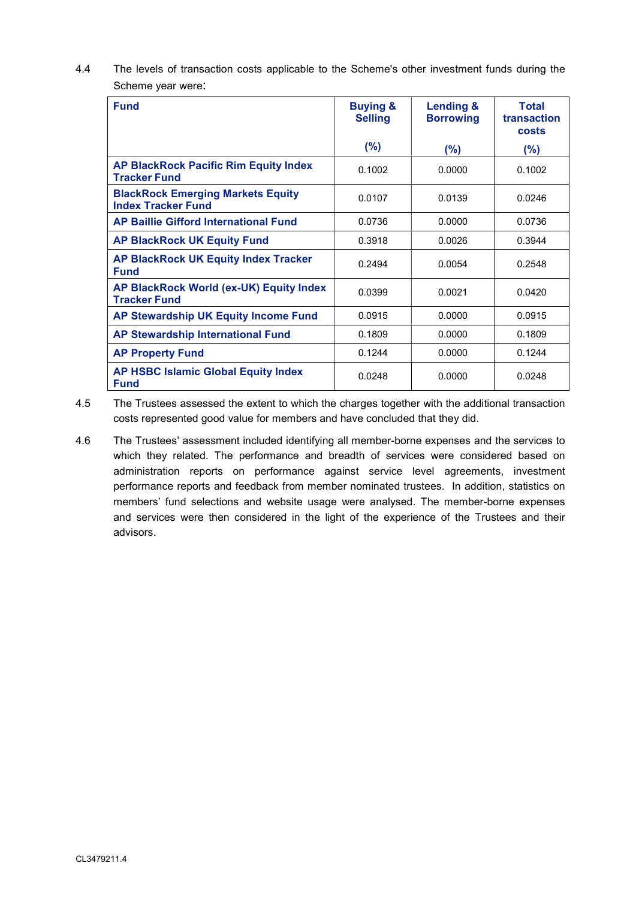4.4 The levels of transaction costs applicable to the Scheme's other investment funds during the Scheme year were:

| Fund | Buying & Selling (%) | Lending & Borrowing (%) | Total transaction costs (%) |
|---|---|---|---|
| AP BlackRock Pacific Rim Equity Index Tracker Fund | 0.1002 | 0.0000 | 0.1002 |
| BlackRock Emerging Markets Equity Index Tracker Fund | 0.0107 | 0.0139 | 0.0246 |
| AP Baillie Gifford International Fund | 0.0736 | 0.0000 | 0.0736 |
| AP BlackRock UK Equity Fund | 0.3918 | 0.0026 | 0.3944 |
| AP BlackRock UK Equity Index Tracker Fund | 0.2494 | 0.0054 | 0.2548 |
| AP BlackRock World (ex-UK) Equity Index Tracker Fund | 0.0399 | 0.0021 | 0.0420 |
| AP Stewardship UK Equity Income Fund | 0.0915 | 0.0000 | 0.0915 |
| AP Stewardship International Fund | 0.1809 | 0.0000 | 0.1809 |
| AP Property Fund | 0.1244 | 0.0000 | 0.1244 |
| AP HSBC Islamic Global Equity Index Fund | 0.0248 | 0.0000 | 0.0248 |

4.5 The Trustees assessed the extent to which the charges together with the additional transaction costs represented good value for members and have concluded that they did.

4.6 The Trustees' assessment included identifying all member-borne expenses and the services to which they related. The performance and breadth of services were considered based on administration reports on performance against service level agreements, investment performance reports and feedback from member nominated trustees. In addition, statistics on members' fund selections and website usage were analysed. The member-borne expenses and services were then considered in the light of the experience of the Trustees and their advisors.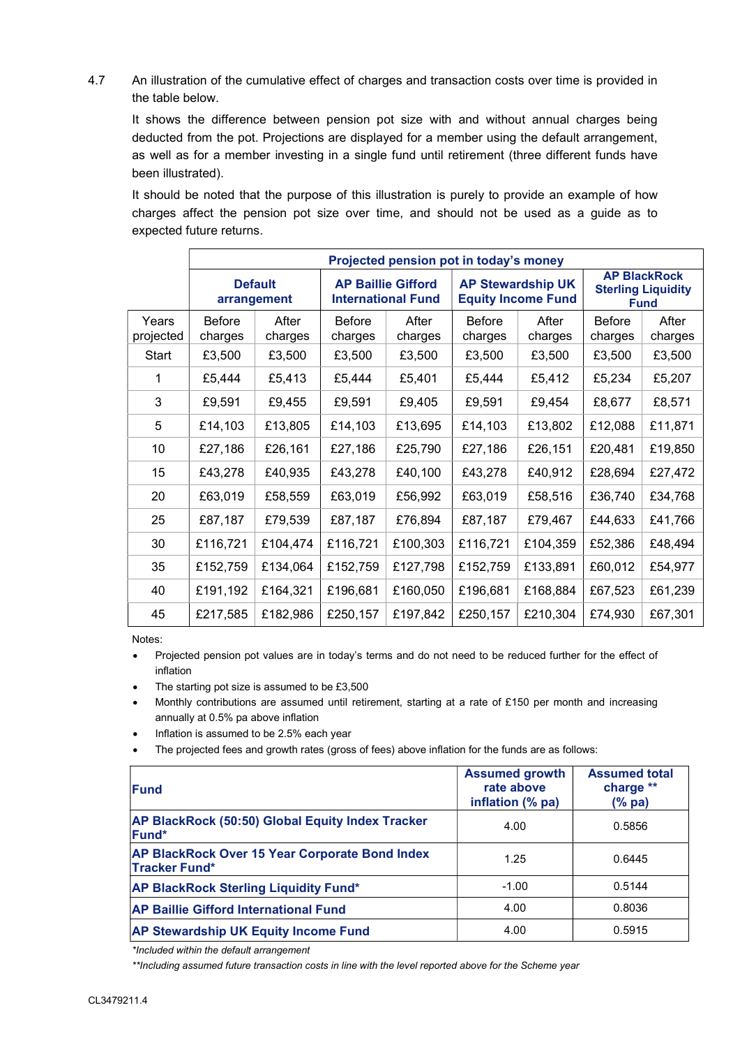4.7 An illustration of the cumulative effect of charges and transaction costs over time is provided in the table below.

It shows the difference between pension pot size with and without annual charges being deducted from the pot. Projections are displayed for a member using the default arrangement, as well as for a member investing in a single fund until retirement (three different funds have been illustrated).

It should be noted that the purpose of this illustration is purely to provide an example of how charges affect the pension pot size over time, and should not be used as a guide as to expected future returns.

| | **Projected pension pot in today's money** | | | | | | | |
|---|---|---|---|---|---|---|---|---|
| | **Default arrangement** | | **AP Baillie Gifford International Fund** | | **AP Stewardship UK Equity Income Fund** | | **AP BlackRock Sterling Liquidity Fund** | |
| Years projected | Before charges | After charges | Before charges | After charges | Before charges | After charges | Before charges | After charges |
| Start | £3,500 | £3,500 | £3,500 | £3,500 | £3,500 | £3,500 | £3,500 | £3,500 |
| 1 | £5,444 | £5,413 | £5,444 | £5,401 | £5,444 | £5,412 | £5,234 | £5,207 |
| 3 | £9,591 | £9,455 | £9,591 | £9,405 | £9,591 | £9,454 | £8,677 | £8,571 |
| 5 | £14,103 | £13,805 | £14,103 | £13,695 | £14,103 | £13,802 | £12,088 | £11,871 |
| 10 | £27,186 | £26,161 | £27,186 | £25,790 | £27,186 | £26,151 | £20,481 | £19,850 |
| 15 | £43,278 | £40,935 | £43,278 | £40,100 | £43,278 | £40,912 | £28,694 | £27,472 |
| 20 | £63,019 | £58,559 | £63,019 | £56,992 | £63,019 | £58,516 | £36,740 | £34,768 |
| 25 | £87,187 | £79,539 | £87,187 | £76,894 | £87,187 | £79,467 | £44,633 | £41,766 |
| 30 | £116,721 | £104,474 | £116,721 | £100,303 | £116,721 | £104,359 | £52,386 | £48,494 |
| 35 | £152,759 | £134,064 | £152,759 | £127,798 | £152,759 | £133,891 | £60,012 | £54,977 |
| 40 | £191,192 | £164,321 | £196,681 | £160,050 | £196,681 | £168,884 | £67,523 | £61,239 |
| 45 | £217,585 | £182,986 | £250,157 | £197,842 | £250,157 | £210,304 | £74,930 | £67,301 |

Notes:

- Projected pension pot values are in today's terms and do not need to be reduced further for the effect of inflation
- The starting pot size is assumed to be £3,500
- Monthly contributions are assumed until retirement, starting at a rate of £150 per month and increasing annually at 0.5% pa above inflation
- Inflation is assumed to be 2.5% each year
- The projected fees and growth rates (gross of fees) above inflation for the funds are as follows:

| **Fund** | **Assumed growth rate above inflation (% pa)** | **Assumed total charge ** (% pa)** |
|---|---|---|
| **AP BlackRock (50:50) Global Equity Index Tracker Fund*** | 4.00 | 0.5856 |
| **AP BlackRock Over 15 Year Corporate Bond Index Tracker Fund*** | 1.25 | 0.6445 |
| **AP BlackRock Sterling Liquidity Fund*** | -1.00 | 0.5144 |
| **AP Baillie Gifford International Fund** | 4.00 | 0.8036 |
| **AP Stewardship UK Equity Income Fund** | 4.00 | 0.5915 |

*\*Included within the default arrangement*

*\*\*Including assumed future transaction costs in line with the level reported above for the Scheme year*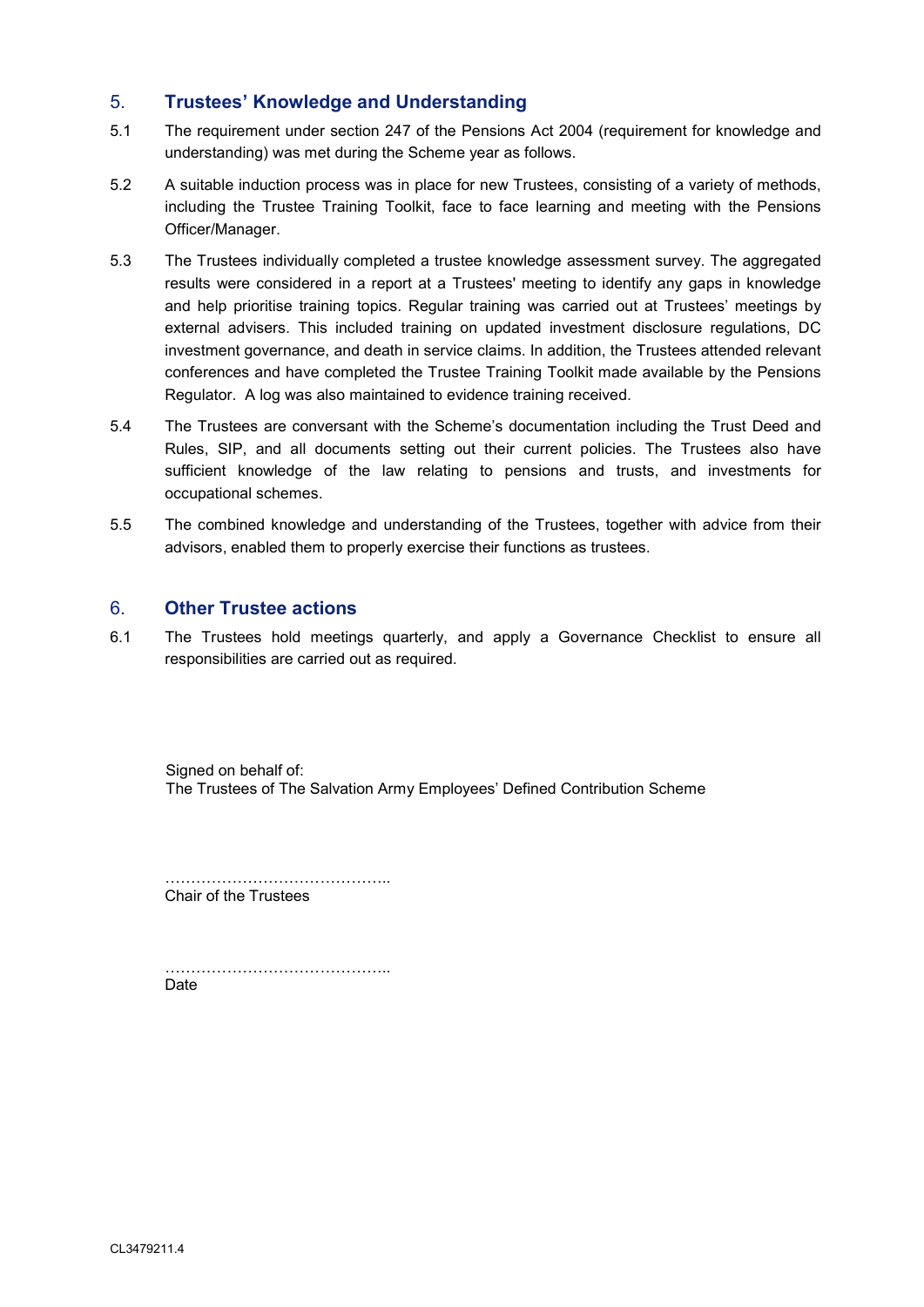## 5. Trustees' Knowledge and Understanding

5.1 The requirement under section 247 of the Pensions Act 2004 (requirement for knowledge and understanding) was met during the Scheme year as follows.

5.2 A suitable induction process was in place for new Trustees, consisting of a variety of methods, including the Trustee Training Toolkit, face to face learning and meeting with the Pensions Officer/Manager.

5.3 The Trustees individually completed a trustee knowledge assessment survey. The aggregated results were considered in a report at a Trustees' meeting to identify any gaps in knowledge and help prioritise training topics. Regular training was carried out at Trustees' meetings by external advisers. This included training on updated investment disclosure regulations, DC investment governance, and death in service claims. In addition, the Trustees attended relevant conferences and have completed the Trustee Training Toolkit made available by the Pensions Regulator. A log was also maintained to evidence training received.

5.4 The Trustees are conversant with the Scheme's documentation including the Trust Deed and Rules, SIP, and all documents setting out their current policies. The Trustees also have sufficient knowledge of the law relating to pensions and trusts, and investments for occupational schemes.

5.5 The combined knowledge and understanding of the Trustees, together with advice from their advisors, enabled them to properly exercise their functions as trustees.

## 6. Other Trustee actions

6.1 The Trustees hold meetings quarterly, and apply a Governance Checklist to ensure all responsibilities are carried out as required.

Signed on behalf of:
The Trustees of The Salvation Army Employees' Defined Contribution Scheme

……………………………………..
Chair of the Trustees

……………………………………..
Date

CL3479211.4